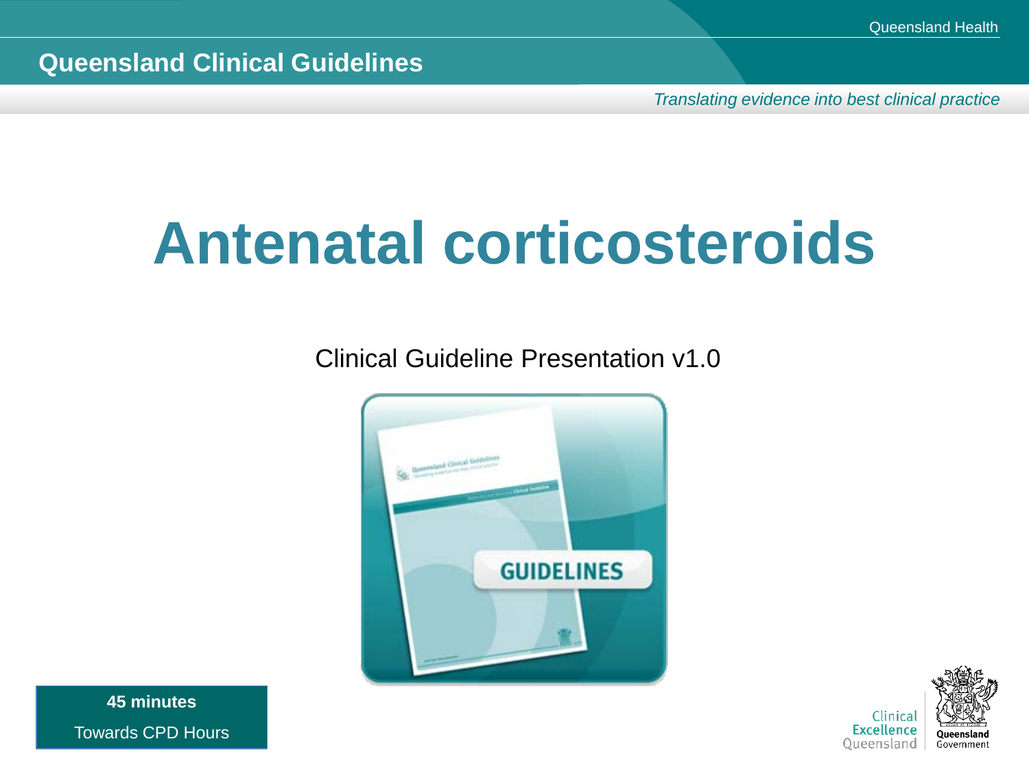Queensland Health

Queensland Clinical Guidelines

*Translating evidence into best clinical practice*

# Antenatal corticosteroids

Clinical Guideline Presentation v1.0

**45 minutes**

Towards CPD Hours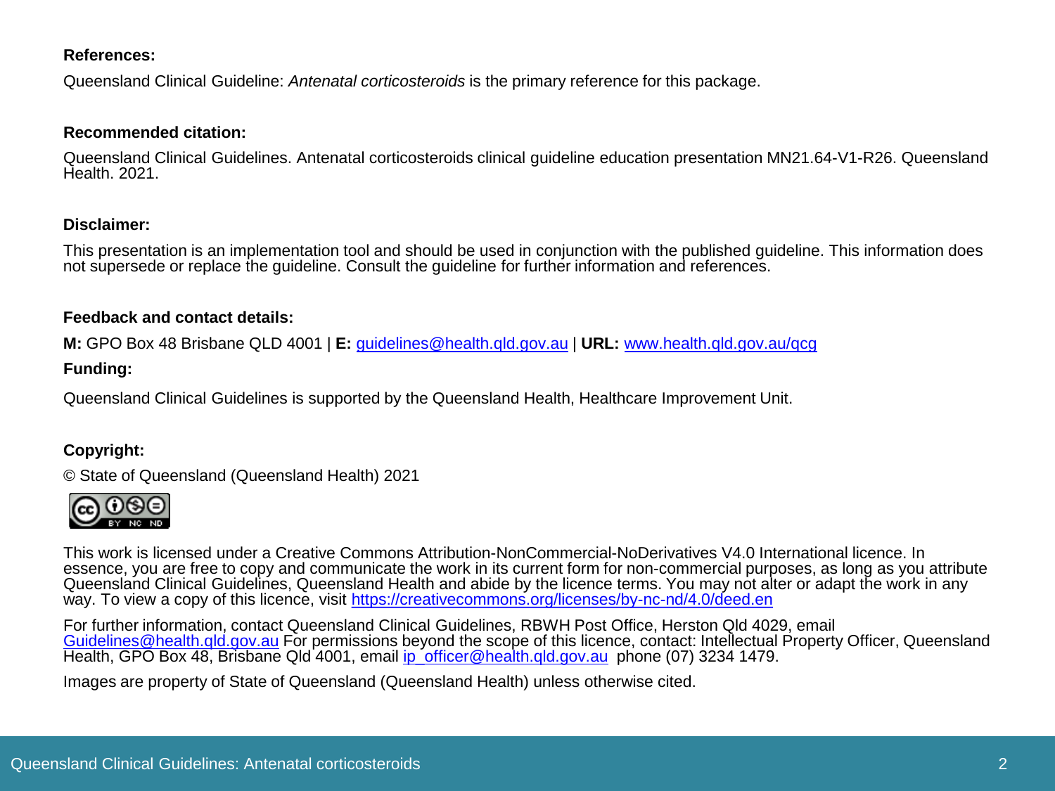**References:**

Queensland Clinical Guideline: *Antenatal corticosteroids* is the primary reference for this package.

**Recommended citation:**

Queensland Clinical Guidelines. Antenatal corticosteroids clinical guideline education presentation MN21.64-V1-R26. Queensland Health. 2021.

**Disclaimer:**

This presentation is an implementation tool and should be used in conjunction with the published guideline. This information does not supersede or replace the guideline. Consult the guideline for further information and references.

**Feedback and contact details:**

**M:** GPO Box 48 Brisbane QLD 4001 | **E:** guidelines@health.qld.gov.au | **URL:** www.health.qld.gov.au/qcg

**Funding:**

Queensland Clinical Guidelines is supported by the Queensland Health, Healthcare Improvement Unit.

**Copyright:**

© State of Queensland (Queensland Health) 2021

This work is licensed under a Creative Commons Attribution-NonCommercial-NoDerivatives V4.0 International licence. In essence, you are free to copy and communicate the work in its current form for non-commercial purposes, as long as you attribute Queensland Clinical Guidelines, Queensland Health and abide by the licence terms. You may not alter or adapt the work in any way. To view a copy of this licence, visit https://creativecommons.org/licenses/by-nc-nd/4.0/deed.en

For further information, contact Queensland Clinical Guidelines, RBWH Post Office, Herston Qld 4029, email Guidelines@health.qld.gov.au For permissions beyond the scope of this licence, contact: Intellectual Property Officer, Queensland Health, GPO Box 48, Brisbane Qld 4001, email ip_officer@health.qld.gov.au phone (07) 3234 1479.

Images are property of State of Queensland (Queensland Health) unless otherwise cited.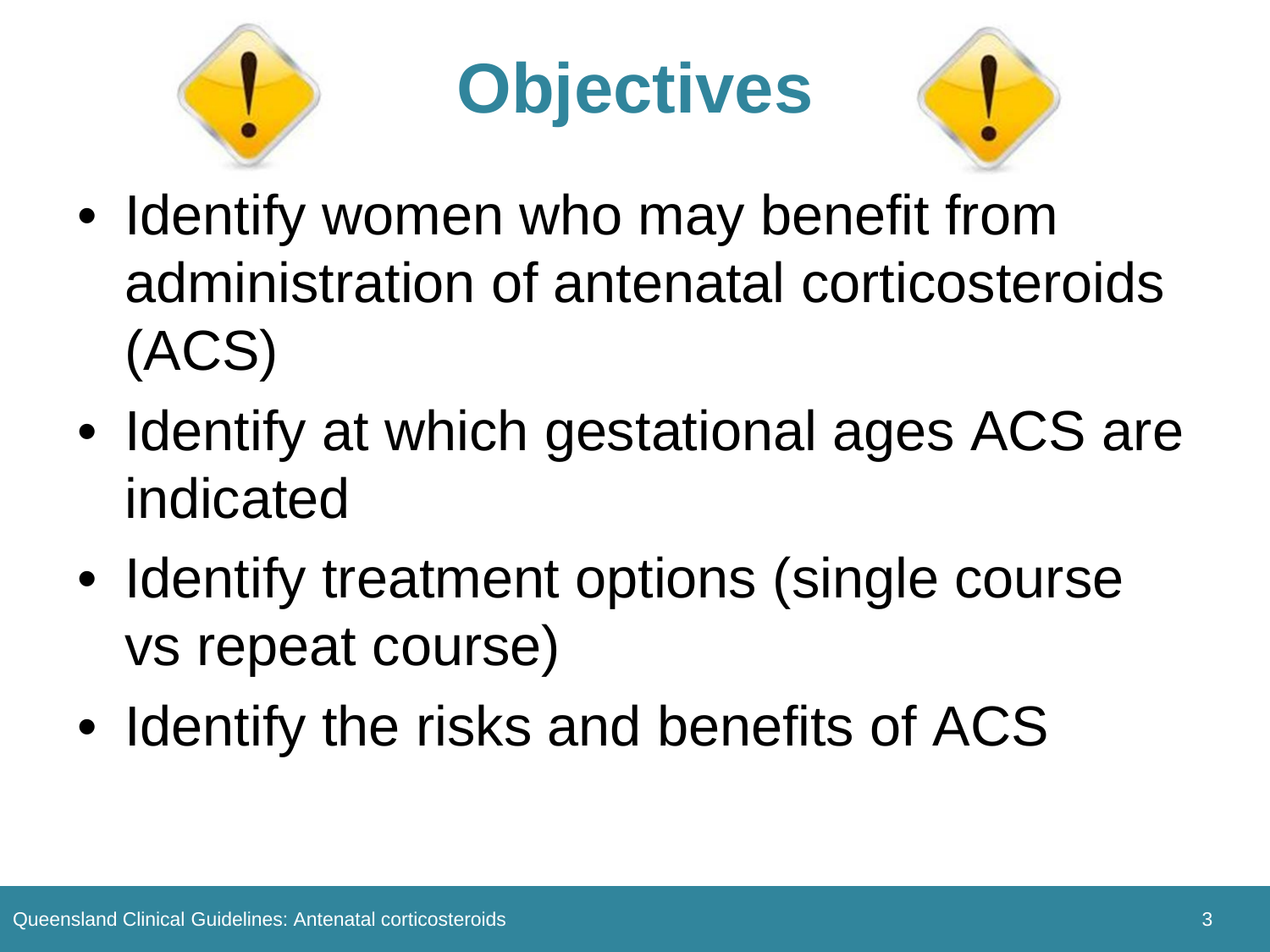# Objectives

- Identify women who may benefit from administration of antenatal corticosteroids (ACS)
- Identify at which gestational ages ACS are indicated
- Identify treatment options (single course vs repeat course)
- Identify the risks and benefits of ACS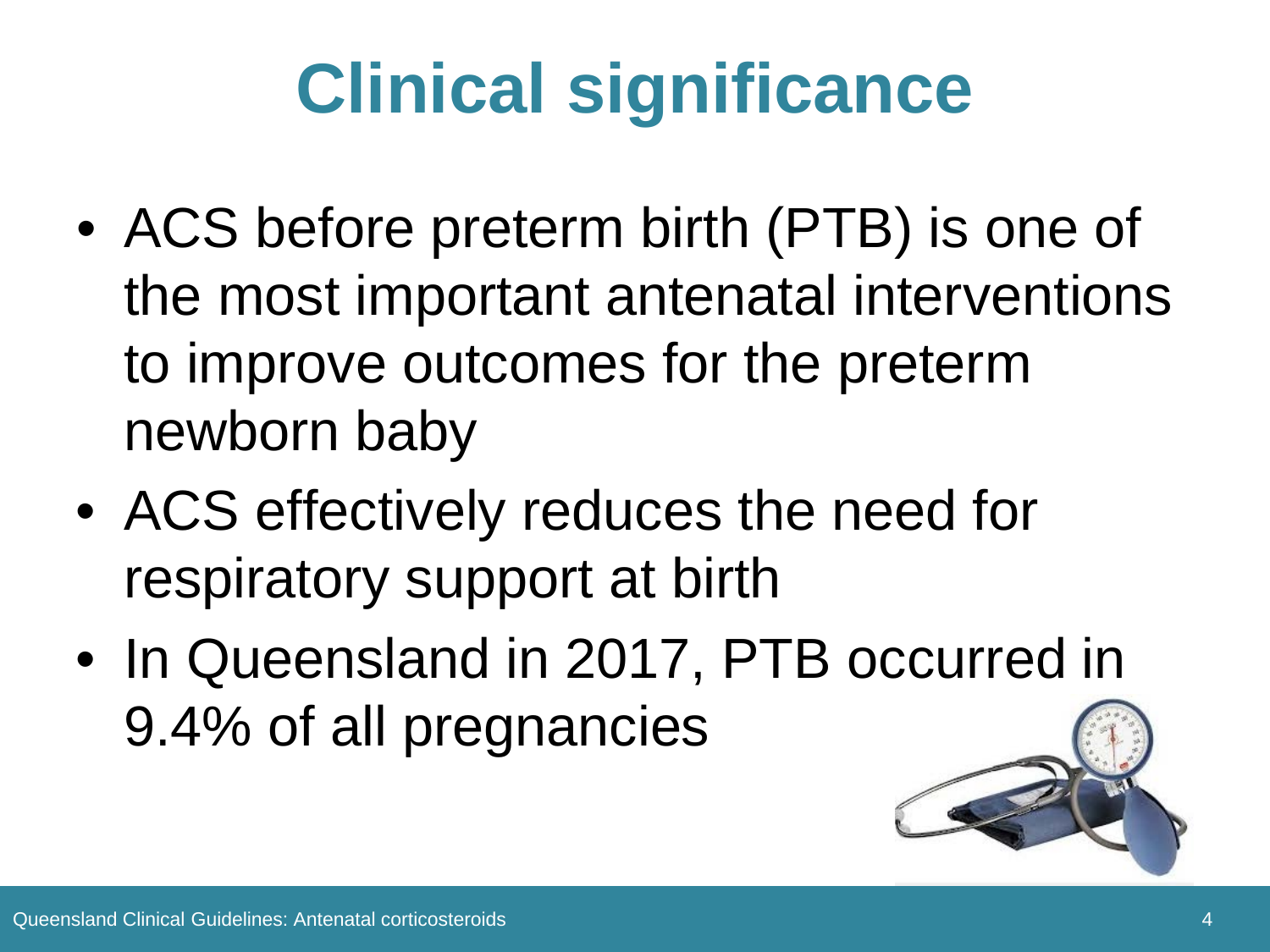# Clinical significance

- ACS before preterm birth (PTB) is one of the most important antenatal interventions to improve outcomes for the preterm newborn baby
- ACS effectively reduces the need for respiratory support at birth
- In Queensland in 2017, PTB occurred in 9.4% of all pregnancies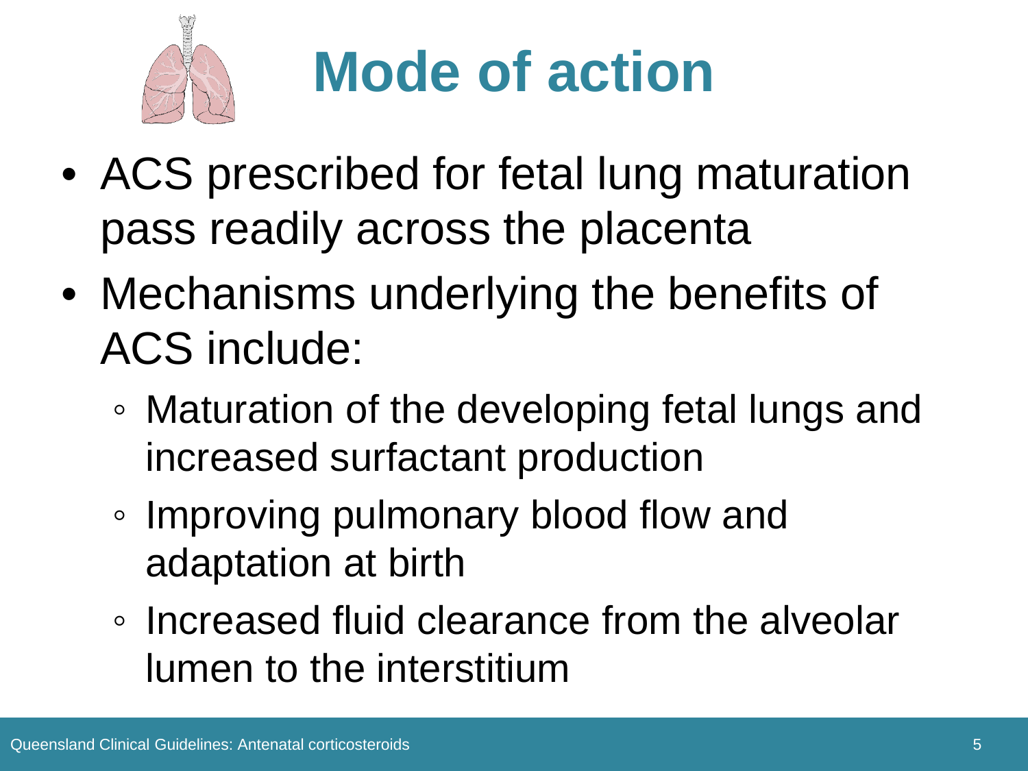# Mode of action

- ACS prescribed for fetal lung maturation pass readily across the placenta
- Mechanisms underlying the benefits of ACS include:
  - Maturation of the developing fetal lungs and increased surfactant production
  - Improving pulmonary blood flow and adaptation at birth
  - Increased fluid clearance from the alveolar lumen to the interstitium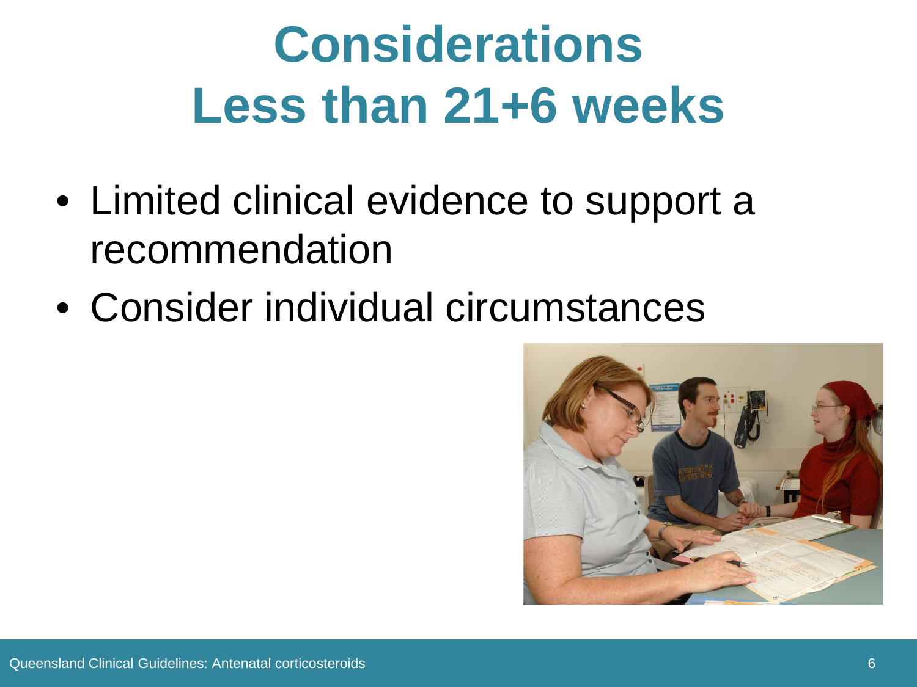# Considerations
# Less than 21+6 weeks

- Limited clinical evidence to support a recommendation
- Consider individual circumstances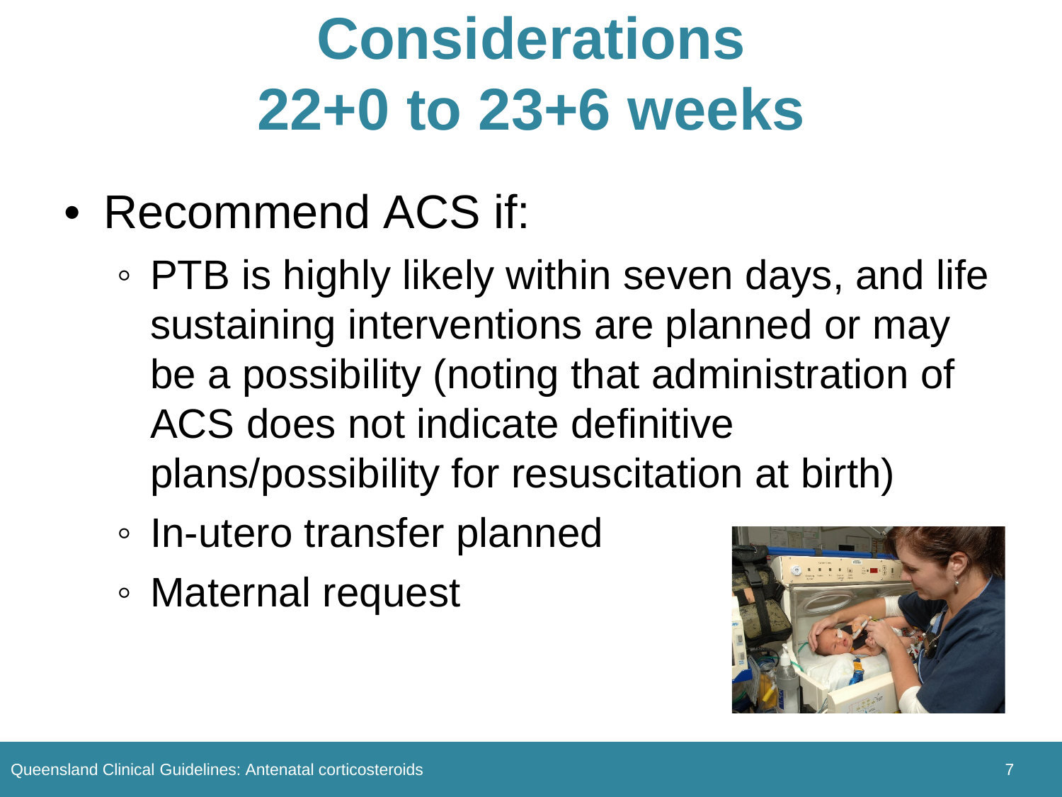# Considerations
# 22+0 to 23+6 weeks

- Recommend ACS if:
  - PTB is highly likely within seven days, and life sustaining interventions are planned or may be a possibility (noting that administration of ACS does not indicate definitive plans/possibility for resuscitation at birth)
  - In-utero transfer planned
  - Maternal request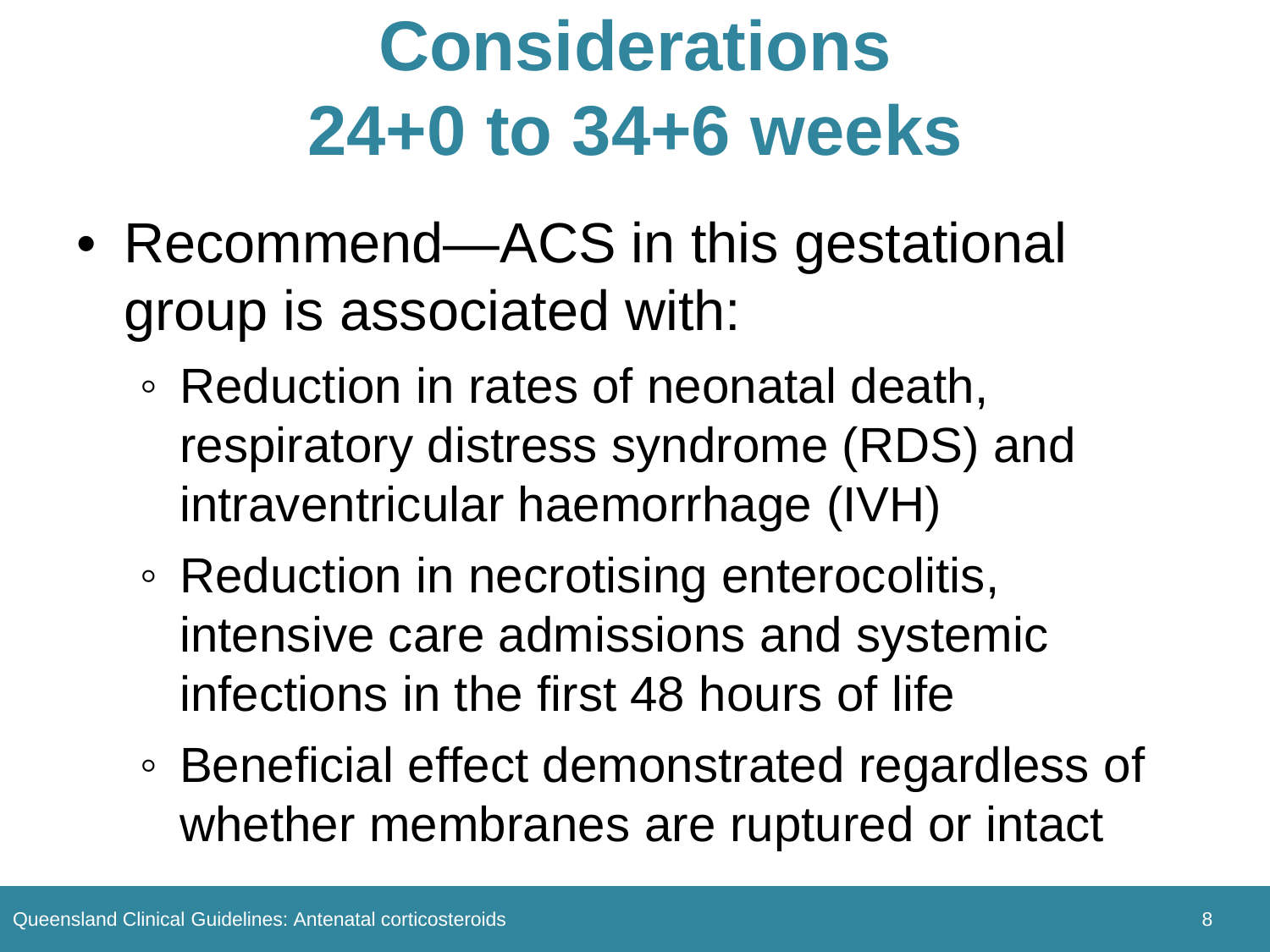# Considerations 24+0 to 34+6 weeks

- Recommend—ACS in this gestational group is associated with:
  - Reduction in rates of neonatal death, respiratory distress syndrome (RDS) and intraventricular haemorrhage (IVH)
  - Reduction in necrotising enterocolitis, intensive care admissions and systemic infections in the first 48 hours of life
  - Beneficial effect demonstrated regardless of whether membranes are ruptured or intact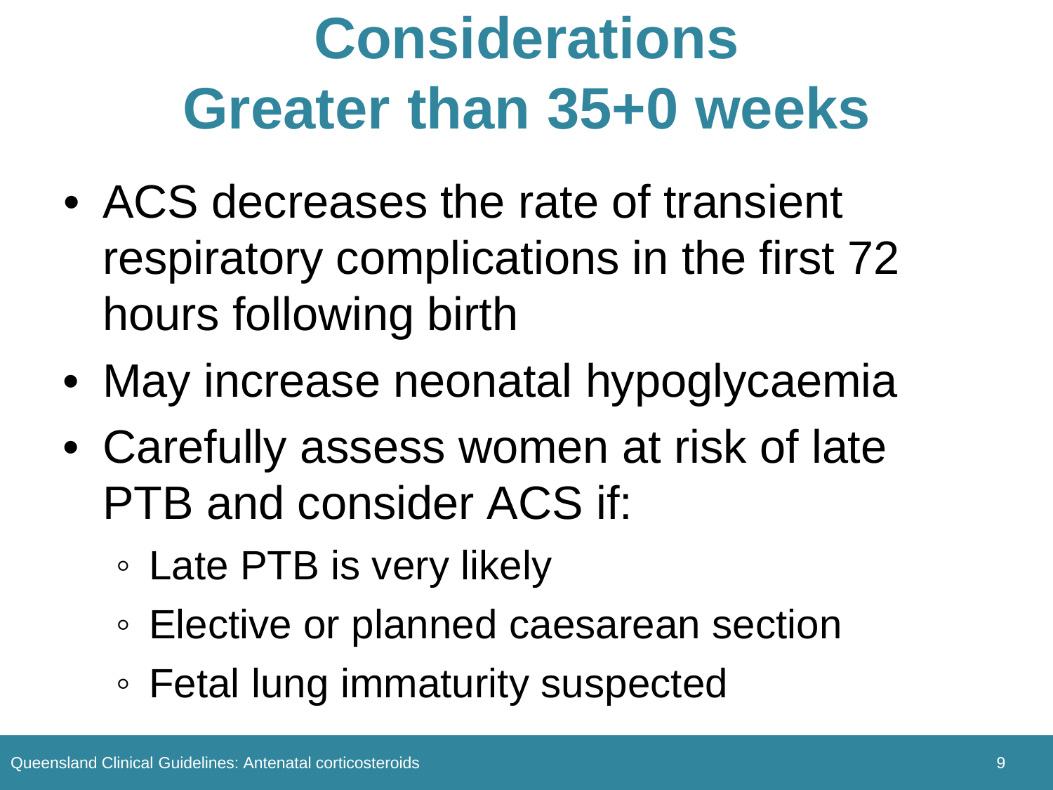# Considerations
# Greater than 35+0 weeks

- ACS decreases the rate of transient respiratory complications in the first 72 hours following birth
- May increase neonatal hypoglycaemia
- Carefully assess women at risk of late PTB and consider ACS if:
  - Late PTB is very likely
  - Elective or planned caesarean section
  - Fetal lung immaturity suspected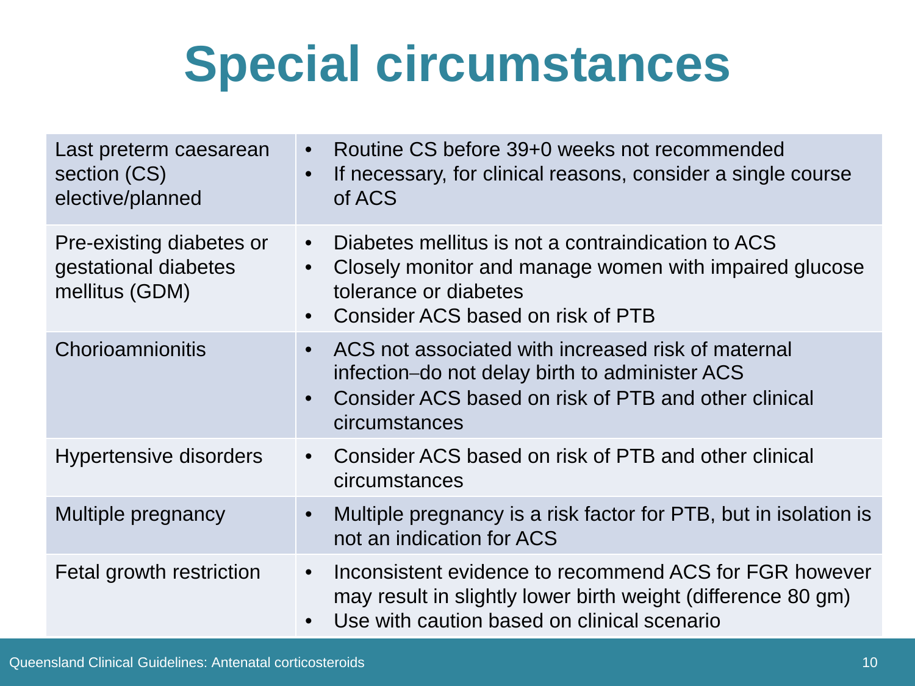# Special circumstances

| Circumstance | Recommendation |
|---|---|
| Last preterm caesarean section (CS) elective/planned | • Routine CS before 39+0 weeks not recommended<br>• If necessary, for clinical reasons, consider a single course of ACS |
| Pre-existing diabetes or gestational diabetes mellitus (GDM) | • Diabetes mellitus is not a contraindication to ACS<br>• Closely monitor and manage women with impaired glucose tolerance or diabetes<br>• Consider ACS based on risk of PTB |
| Chorioamnionitis | • ACS not associated with increased risk of maternal infection–do not delay birth to administer ACS<br>• Consider ACS based on risk of PTB and other clinical circumstances |
| Hypertensive disorders | • Consider ACS based on risk of PTB and other clinical circumstances |
| Multiple pregnancy | • Multiple pregnancy is a risk factor for PTB, but in isolation is not an indication for ACS |
| Fetal growth restriction | • Inconsistent evidence to recommend ACS for FGR however may result in slightly lower birth weight (difference 80 gm)<br>• Use with caution based on clinical scenario |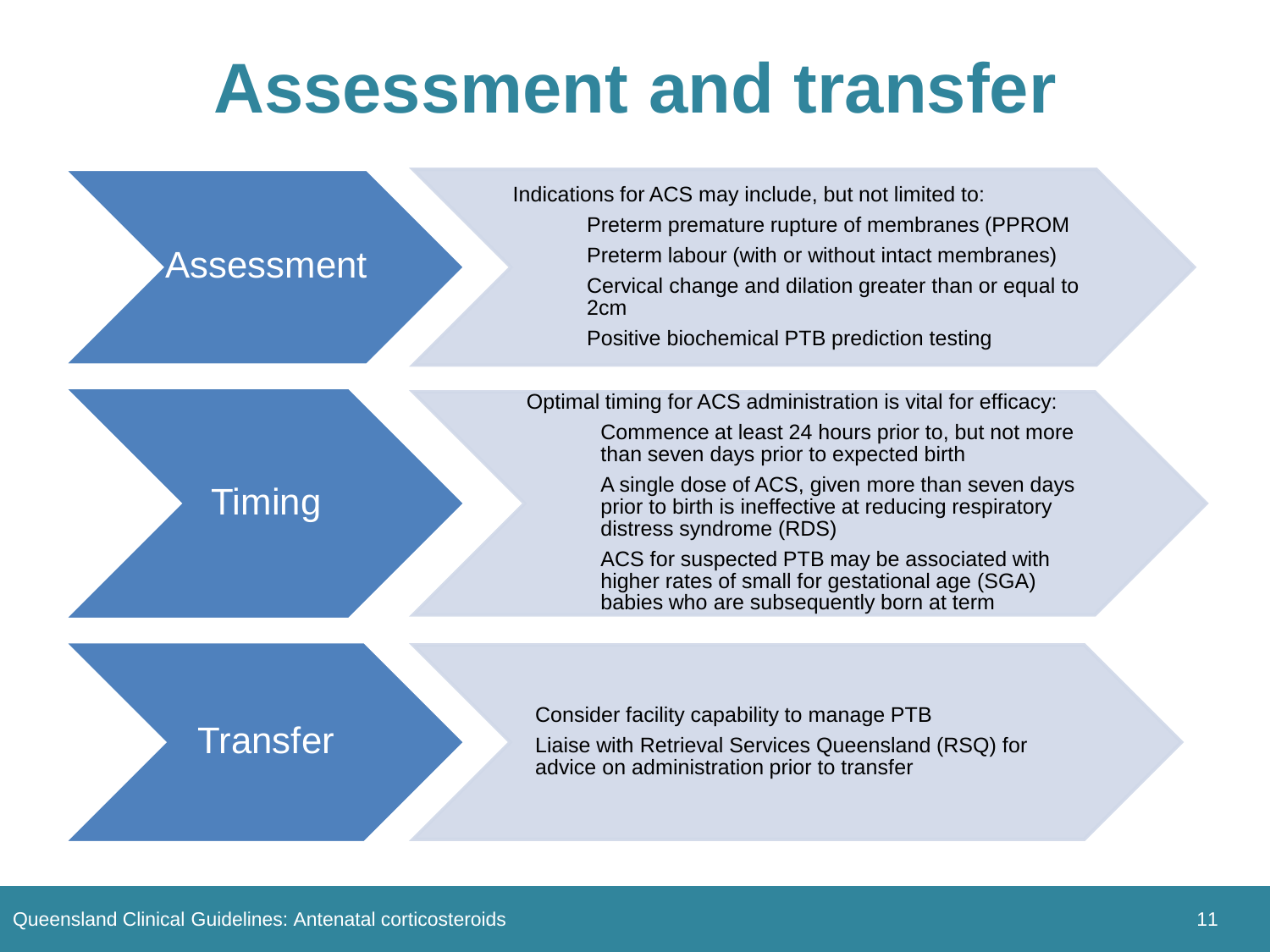# Assessment and transfer

## Assessment

Indications for ACS may include, but not limited to:

- Preterm premature rupture of membranes (PPROM
- Preterm labour (with or without intact membranes)
- Cervical change and dilation greater than or equal to 2cm
- Positive biochemical PTB prediction testing

## Timing

Optimal timing for ACS administration is vital for efficacy:

- Commence at least 24 hours prior to, but not more than seven days prior to expected birth
- A single dose of ACS, given more than seven days prior to birth is ineffective at reducing respiratory distress syndrome (RDS)
- ACS for suspected PTB may be associated with higher rates of small for gestational age (SGA) babies who are subsequently born at term

## Transfer

- Consider facility capability to manage PTB
- Liaise with Retrieval Services Queensland (RSQ) for advice on administration prior to transfer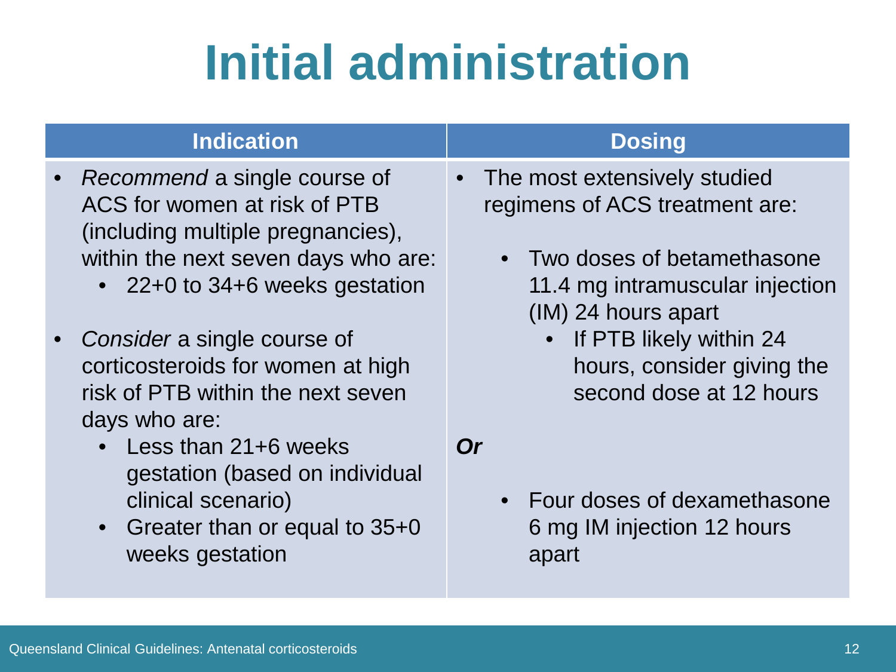# Initial administration

| Indication | Dosing |
|---|---|
| • *Recommend* a single course of ACS for women at risk of PTB (including multiple pregnancies), within the next seven days who are:<br>  • 22+0 to 34+6 weeks gestation<br><br>• *Consider* a single course of corticosteroids for women at high risk of PTB within the next seven days who are:<br>  • Less than 21+6 weeks gestation (based on individual clinical scenario)<br>  • Greater than or equal to 35+0 weeks gestation | • The most extensively studied regimens of ACS treatment are:<br><br>  • Two doses of betamethasone 11.4 mg intramuscular injection (IM) 24 hours apart<br>    • If PTB likely within 24 hours, consider giving the second dose at 12 hours<br><br>***Or***<br><br>  • Four doses of dexamethasone 6 mg IM injection 12 hours apart |

Queensland Clinical Guidelines: Antenatal corticosteroids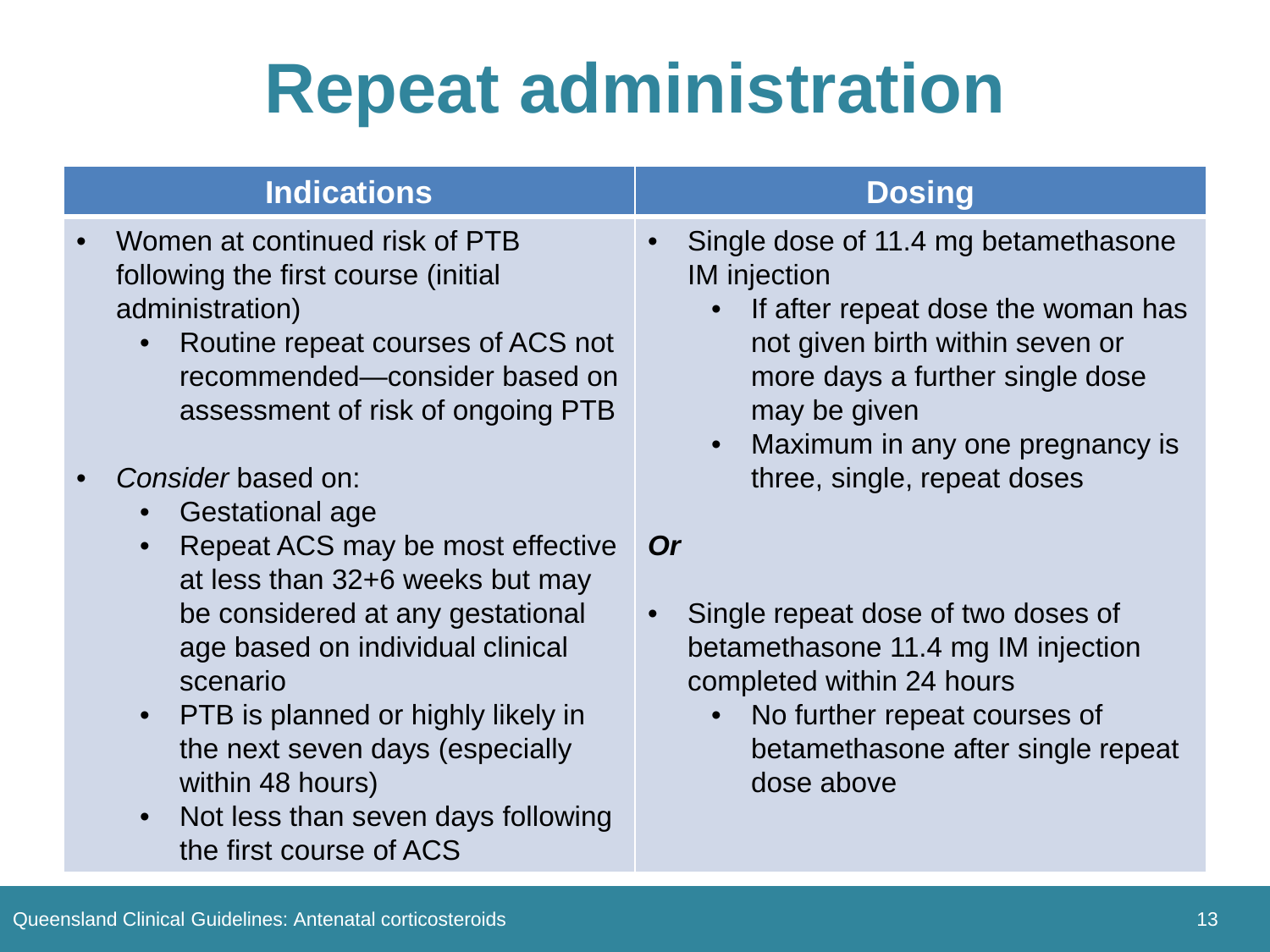# Repeat administration

| Indications | Dosing |
|---|---|
| • Women at continued risk of PTB following the first course (initial administration)<br>    ◦ Routine repeat courses of ACS not recommended—consider based on assessment of risk of ongoing PTB<br><br>• *Consider* based on:<br>    ◦ Gestational age<br>    ◦ Repeat ACS may be most effective at less than 32+6 weeks but may be considered at any gestational age based on individual clinical scenario<br>    ◦ PTB is planned or highly likely in the next seven days (especially within 48 hours)<br>    ◦ Not less than seven days following the first course of ACS | • Single dose of 11.4 mg betamethasone IM injection<br>    ◦ If after repeat dose the woman has not given birth within seven or more days a further single dose may be given<br>    ◦ Maximum in any one pregnancy is three, single, repeat doses<br><br>***Or***<br><br>• Single repeat dose of two doses of betamethasone 11.4 mg IM injection completed within 24 hours<br>    ◦ No further repeat courses of betamethasone after single repeat dose above |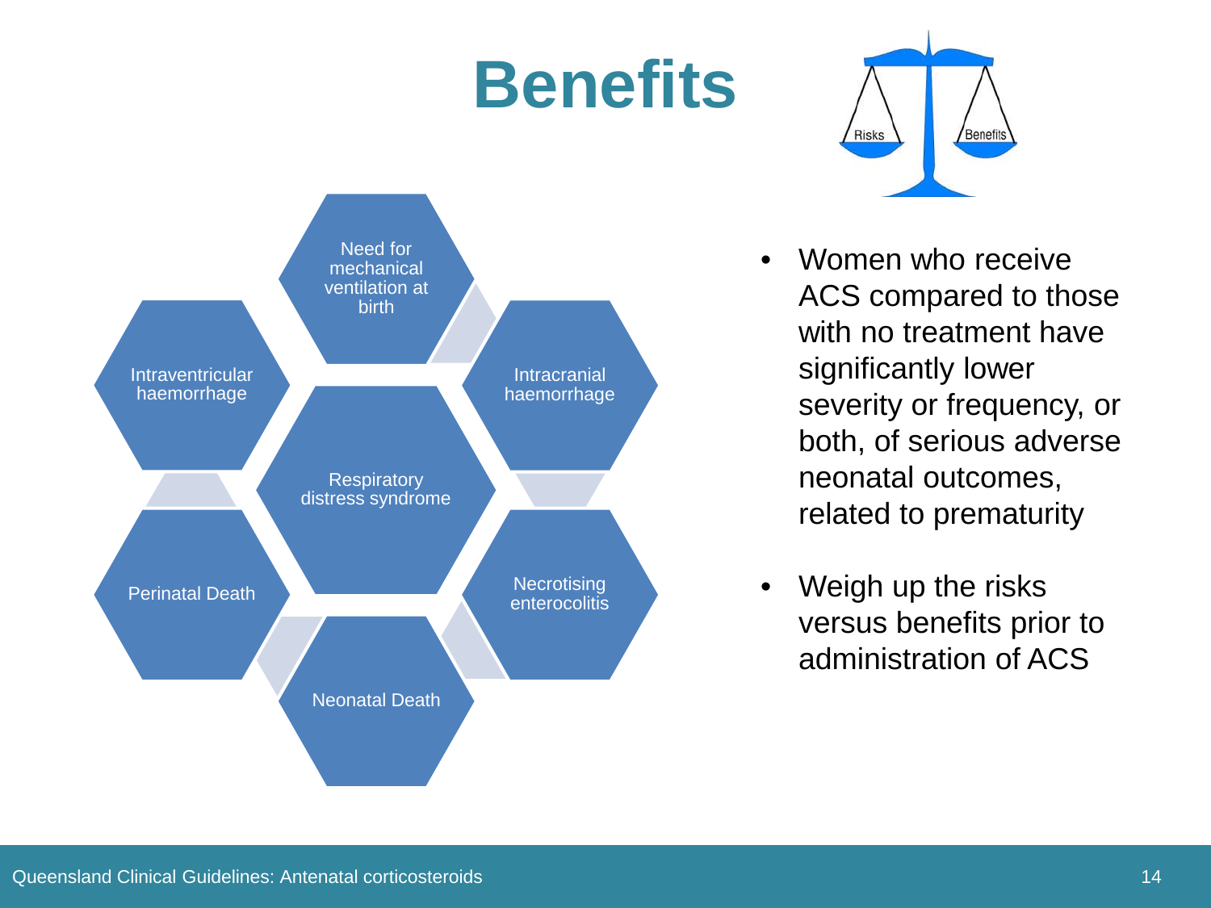# Benefits

- Need for mechanical ventilation at birth
- Intraventricular haemorrhage
- Intracranial haemorrhage
- Respiratory distress syndrome
- Perinatal Death
- Necrotising enterocolitis
- Neonatal Death

Risks | Benefits

- Women who receive ACS compared to those with no treatment have significantly lower severity or frequency, or both, of serious adverse neonatal outcomes, related to prematurity
- Weigh up the risks versus benefits prior to administration of ACS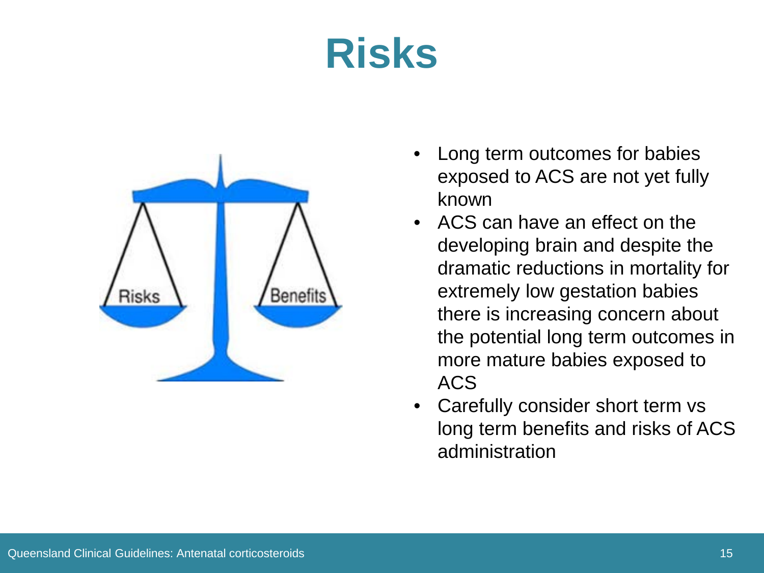# Risks

- Long term outcomes for babies exposed to ACS are not yet fully known
- ACS can have an effect on the developing brain and despite the dramatic reductions in mortality for extremely low gestation babies there is increasing concern about the potential long term outcomes in more mature babies exposed to ACS
- Carefully consider short term vs long term benefits and risks of ACS administration